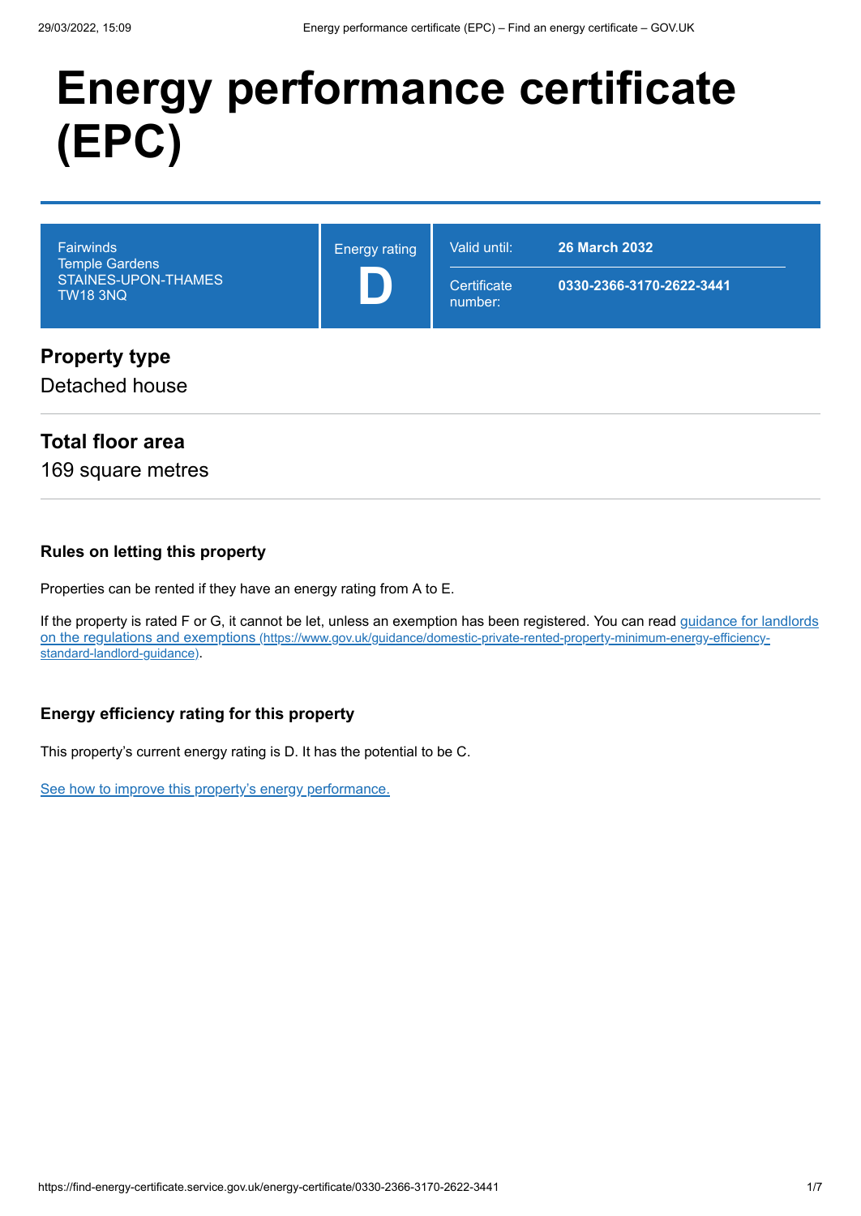# Energy performance certificate (EPC)

| Fairwinds<br>Temple Gardens<br>STAINES-UPON-THAMES<br>TW18 3NQ | Energy rating<br>**D** | Valid until: **26 March 2032**<br>Certificate number: **0330-2366-3170-2622-3441** |
|---|---|---|

## Property type

Detached house

## Total floor area

169 square metres

### Rules on letting this property

Properties can be rented if they have an energy rating from A to E.

If the property is rated F or G, it cannot be let, unless an exemption has been registered. You can read [guidance for landlords on the regulations and exemptions (https://www.gov.uk/guidance/domestic-private-rented-property-minimum-energy-efficiency-standard-landlord-guidance)](https://www.gov.uk/guidance/domestic-private-rented-property-minimum-energy-efficiency-standard-landlord-guidance).

### Energy efficiency rating for this property

This property's current energy rating is D. It has the potential to be C.

See how to improve this property's energy performance.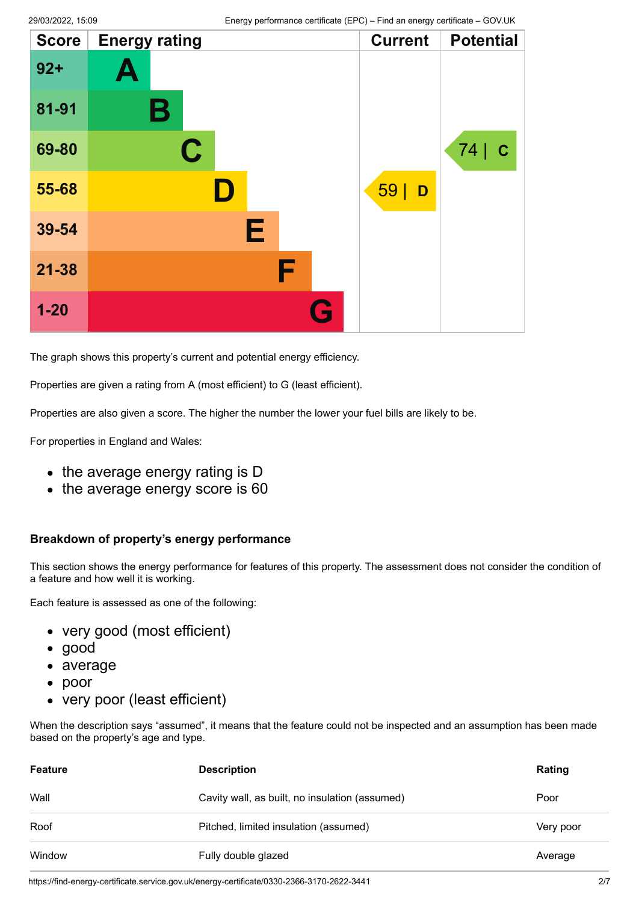| Score | Energy rating | Current | Potential |
|---|---|---|---|
| 92+ | A | | |
| 81-91 | B | | |
| 69-80 | C | | 74 \| C |
| 55-68 | D | 59 \| D | |
| 39-54 | E | | |
| 21-38 | F | | |
| 1-20 | G | | |

The graph shows this property's current and potential energy efficiency.

Properties are given a rating from A (most efficient) to G (least efficient).

Properties are also given a score. The higher the number the lower your fuel bills are likely to be.

For properties in England and Wales:

- the average energy rating is D
- the average energy score is 60

### Breakdown of property's energy performance

This section shows the energy performance for features of this property. The assessment does not consider the condition of a feature and how well it is working.

Each feature is assessed as one of the following:

- very good (most efficient)
- good
- average
- poor
- very poor (least efficient)

When the description says "assumed", it means that the feature could not be inspected and an assumption has been made based on the property's age and type.

| Feature | Description | Rating |
|---|---|---|
| Wall | Cavity wall, as built, no insulation (assumed) | Poor |
| Roof | Pitched, limited insulation (assumed) | Very poor |
| Window | Fully double glazed | Average |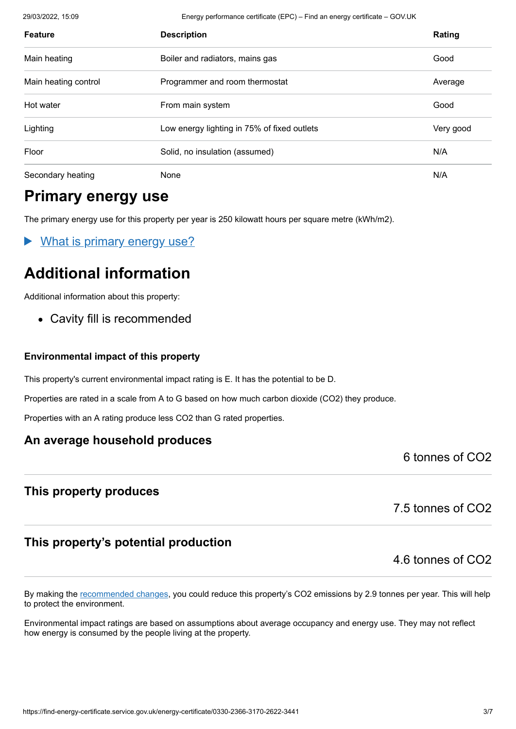| Feature | Description | Rating |
|---|---|---|
| Main heating | Boiler and radiators, mains gas | Good |
| Main heating control | Programmer and room thermostat | Average |
| Hot water | From main system | Good |
| Lighting | Low energy lighting in 75% of fixed outlets | Very good |
| Floor | Solid, no insulation (assumed) | N/A |
| Secondary heating | None | N/A |

## Primary energy use

The primary energy use for this property per year is 250 kilowatt hours per square metre (kWh/m2).

▶ What is primary energy use?

## Additional information

Additional information about this property:

- Cavity fill is recommended

### Environmental impact of this property

This property's current environmental impact rating is E. It has the potential to be D.

Properties are rated in a scale from A to G based on how much carbon dioxide ($CO_2$) they produce.

Properties with an A rating produce less $CO_2$ than G rated properties.

### An average household produces

6 tonnes of $CO_2$

### This property produces

7.5 tonnes of $CO_2$

### This property's potential production

4.6 tonnes of $CO_2$

By making the recommended changes, you could reduce this property's $CO_2$ emissions by 2.9 tonnes per year. This will help to protect the environment.

Environmental impact ratings are based on assumptions about average occupancy and energy use. They may not reflect how energy is consumed by the people living at the property.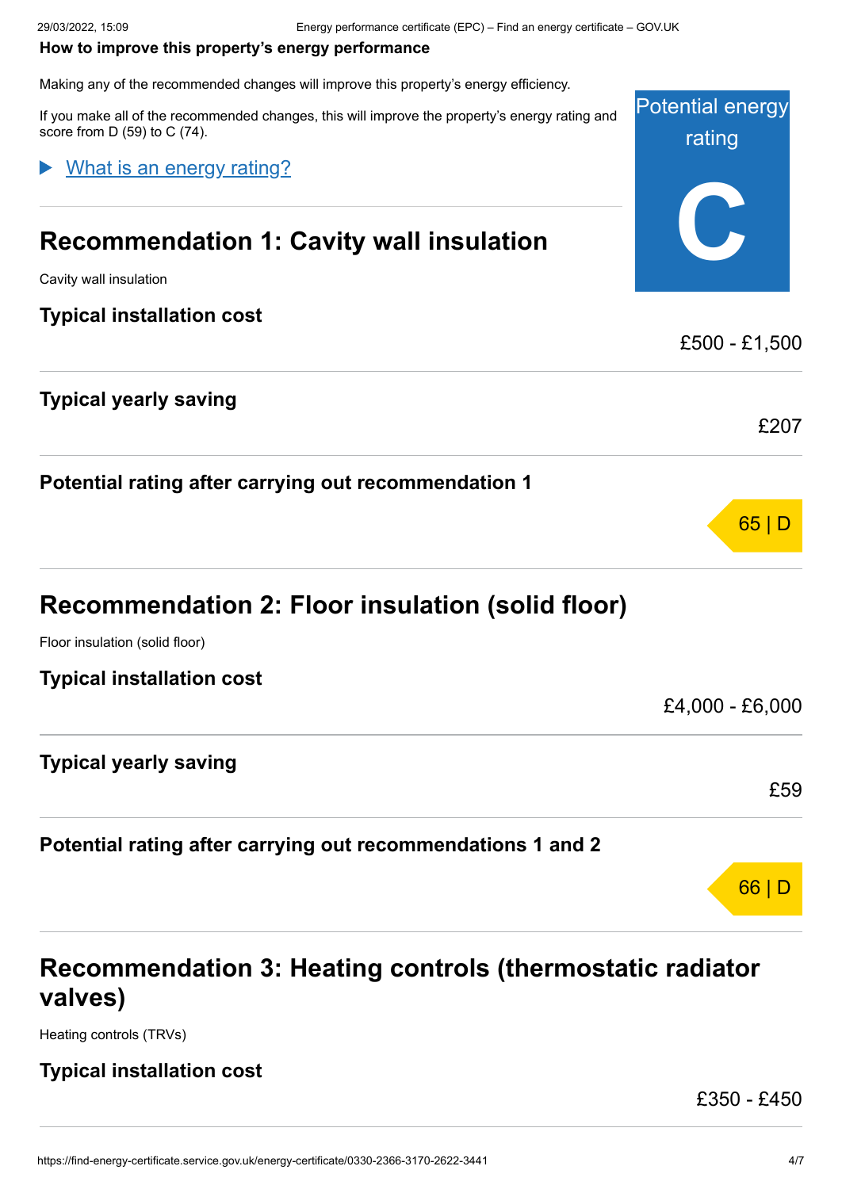**How to improve this property's energy performance**

Making any of the recommended changes will improve this property's energy efficiency.

If you make all of the recommended changes, this will improve the property's energy rating and score from D (59) to C (74).

Potential energy rating

**C**

▶ What is an energy rating?

## Recommendation 1: Cavity wall insulation

Cavity wall insulation

### Typical installation cost

£500 - £1,500

### Typical yearly saving

£207

### Potential rating after carrying out recommendation 1

65 | D

## Recommendation 2: Floor insulation (solid floor)

Floor insulation (solid floor)

### Typical installation cost

£4,000 - £6,000

### Typical yearly saving

£59

### Potential rating after carrying out recommendations 1 and 2

66 | D

## Recommendation 3: Heating controls (thermostatic radiator valves)

Heating controls (TRVs)

### Typical installation cost

£350 - £450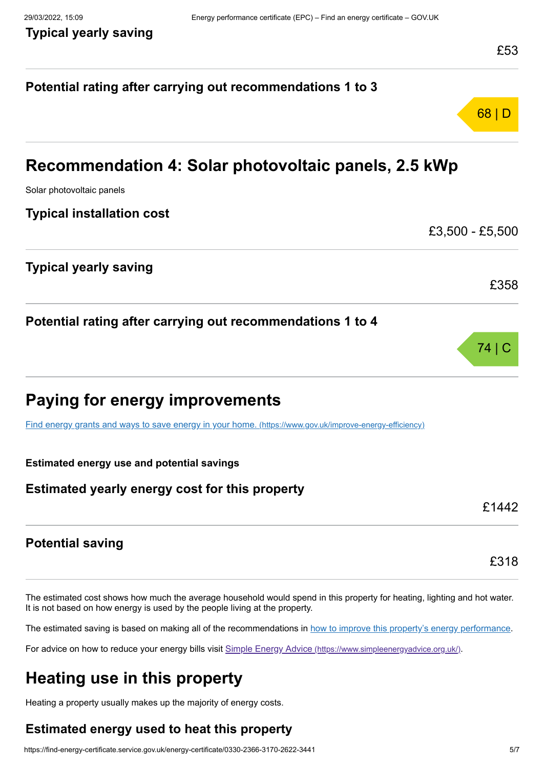### Typical yearly saving

£53

### Potential rating after carrying out recommendations 1 to 3

68 | D

## Recommendation 4: Solar photovoltaic panels, 2.5 kWp

Solar photovoltaic panels

### Typical installation cost

£3,500 - £5,500

### Typical yearly saving

£358

### Potential rating after carrying out recommendations 1 to 4

74 | C

## Paying for energy improvements

[Find energy grants and ways to save energy in your home. (https://www.gov.uk/improve-energy-efficiency)](https://www.gov.uk/improve-energy-efficiency)

**Estimated energy use and potential savings**

### Estimated yearly energy cost for this property

£1442

### Potential saving

£318

The estimated cost shows how much the average household would spend in this property for heating, lighting and hot water. It is not based on how energy is used by the people living at the property.

The estimated saving is based on making all of the recommendations in how to improve this property's energy performance.

For advice on how to reduce your energy bills visit [Simple Energy Advice (https://www.simpleenergyadvice.org.uk/)](https://www.simpleenergyadvice.org.uk/).

## Heating use in this property

Heating a property usually makes up the majority of energy costs.

### Estimated energy used to heat this property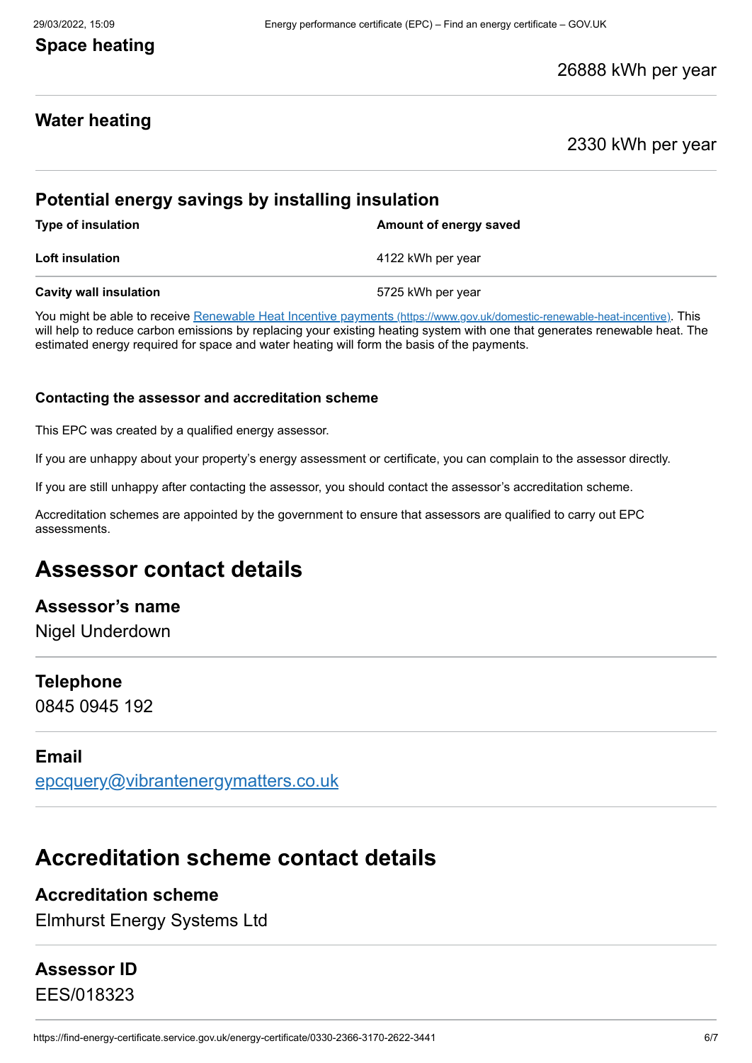### Space heating

26888 kWh per year

### Water heating

2330 kWh per year

### Potential energy savings by installing insulation

| Type of insulation | Amount of energy saved |
| --- | --- |
| **Loft insulation** | 4122 kWh per year |
| **Cavity wall insulation** | 5725 kWh per year |

You might be able to receive [Renewable Heat Incentive payments (https://www.gov.uk/domestic-renewable-heat-incentive)](https://www.gov.uk/domestic-renewable-heat-incentive). This will help to reduce carbon emissions by replacing your existing heating system with one that generates renewable heat. The estimated energy required for space and water heating will form the basis of the payments.

#### Contacting the assessor and accreditation scheme

This EPC was created by a qualified energy assessor.

If you are unhappy about your property's energy assessment or certificate, you can complain to the assessor directly.

If you are still unhappy after contacting the assessor, you should contact the assessor's accreditation scheme.

Accreditation schemes are appointed by the government to ensure that assessors are qualified to carry out EPC assessments.

## Assessor contact details

### Assessor's name

Nigel Underdown

### Telephone

0845 0945 192

### Email

[epcquery@vibrantenergymatters.co.uk](mailto:epcquery@vibrantenergymatters.co.uk)

## Accreditation scheme contact details

### Accreditation scheme

Elmhurst Energy Systems Ltd

### Assessor ID

EES/018323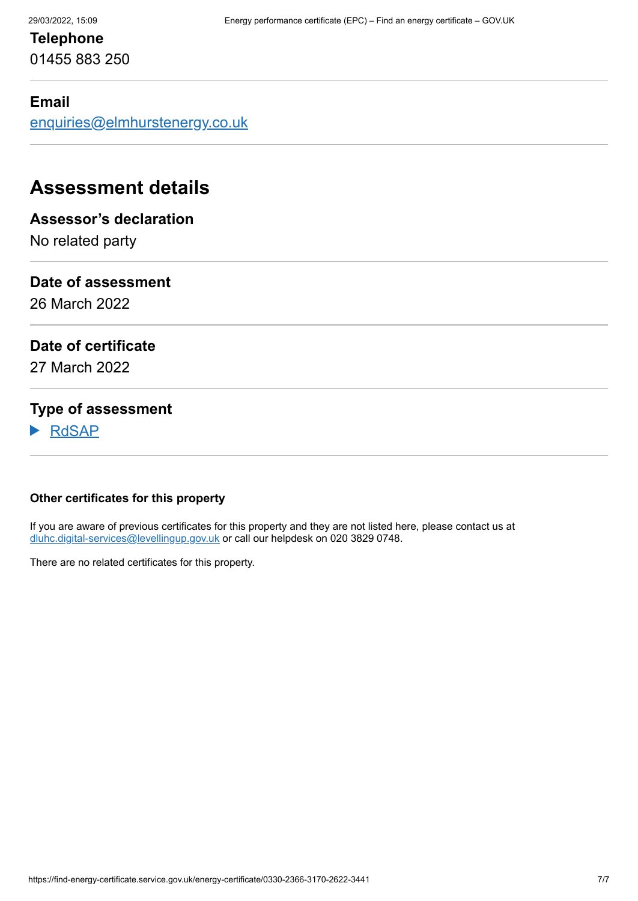### Telephone

01455 883 250

### Email

enquiries@elmhurstenergy.co.uk

## Assessment details

### Assessor's declaration

No related party

### Date of assessment

26 March 2022

### Date of certificate

27 March 2022

### Type of assessment

▶ RdSAP

**Other certificates for this property**

If you are aware of previous certificates for this property and they are not listed here, please contact us at dluhc.digital-services@levellingup.gov.uk or call our helpdesk on 020 3829 0748.

There are no related certificates for this property.